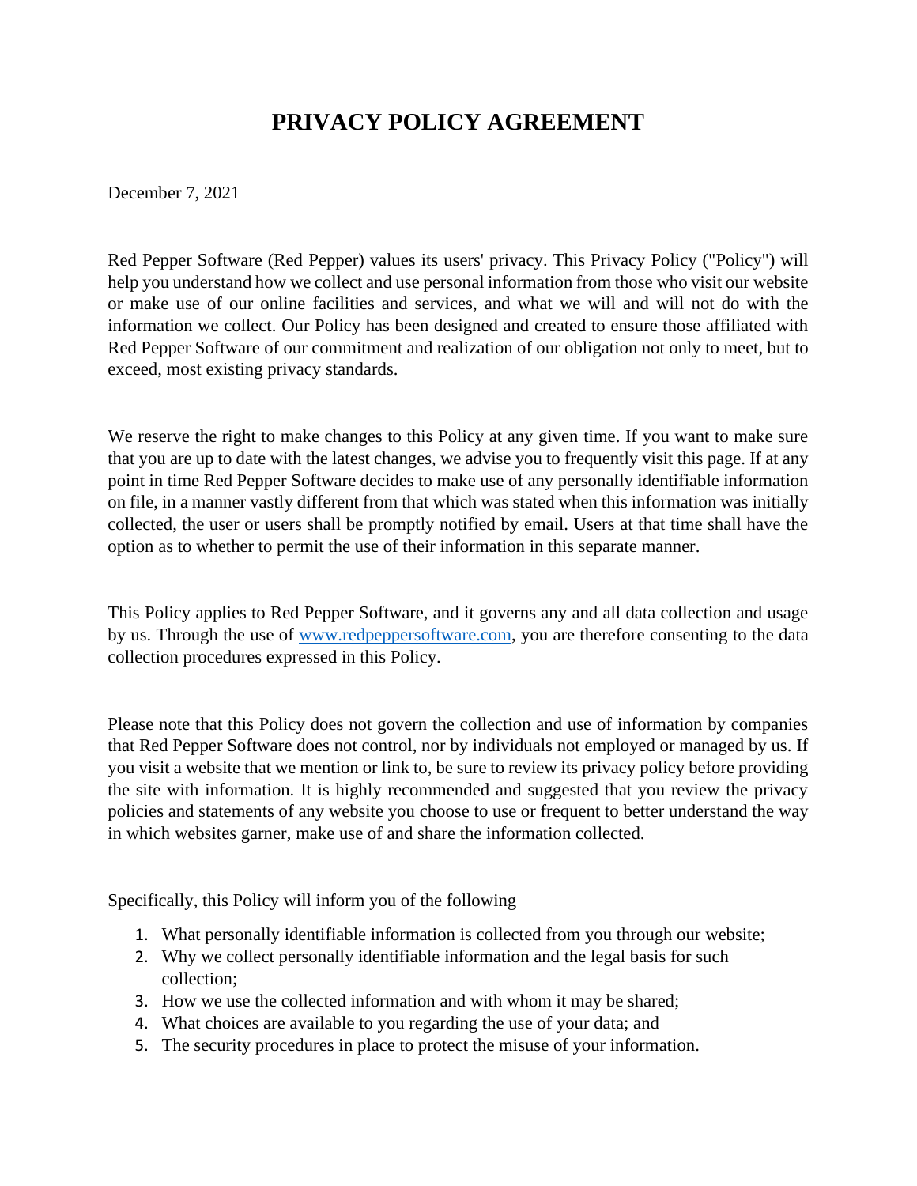# PRIVACY POLICY AGREEMENT

December 7, 2021

Red Pepper Software (Red Pepper) values its users' privacy. This Privacy Policy ("Policy") will help you understand how we collect and use personal information from those who visit our website or make use of our online facilities and services, and what we will and will not do with the information we collect. Our Policy has been designed and created to ensure those affiliated with Red Pepper Software of our commitment and realization of our obligation not only to meet, but to exceed, most existing privacy standards.

We reserve the right to make changes to this Policy at any given time. If you want to make sure that you are up to date with the latest changes, we advise you to frequently visit this page. If at any point in time Red Pepper Software decides to make use of any personally identifiable information on file, in a manner vastly different from that which was stated when this information was initially collected, the user or users shall be promptly notified by email. Users at that time shall have the option as to whether to permit the use of their information in this separate manner.

This Policy applies to Red Pepper Software, and it governs any and all data collection and usage by us. Through the use of [www.redpeppersoftware.com](http://www.redpeppersoftware.com), you are therefore consenting to the data collection procedures expressed in this Policy.

Please note that this Policy does not govern the collection and use of information by companies that Red Pepper Software does not control, nor by individuals not employed or managed by us. If you visit a website that we mention or link to, be sure to review its privacy policy before providing the site with information. It is highly recommended and suggested that you review the privacy policies and statements of any website you choose to use or frequent to better understand the way in which websites garner, make use of and share the information collected.

Specifically, this Policy will inform you of the following

1. What personally identifiable information is collected from you through our website;
2. Why we collect personally identifiable information and the legal basis for such collection;
3. How we use the collected information and with whom it may be shared;
4. What choices are available to you regarding the use of your data; and
5. The security procedures in place to protect the misuse of your information.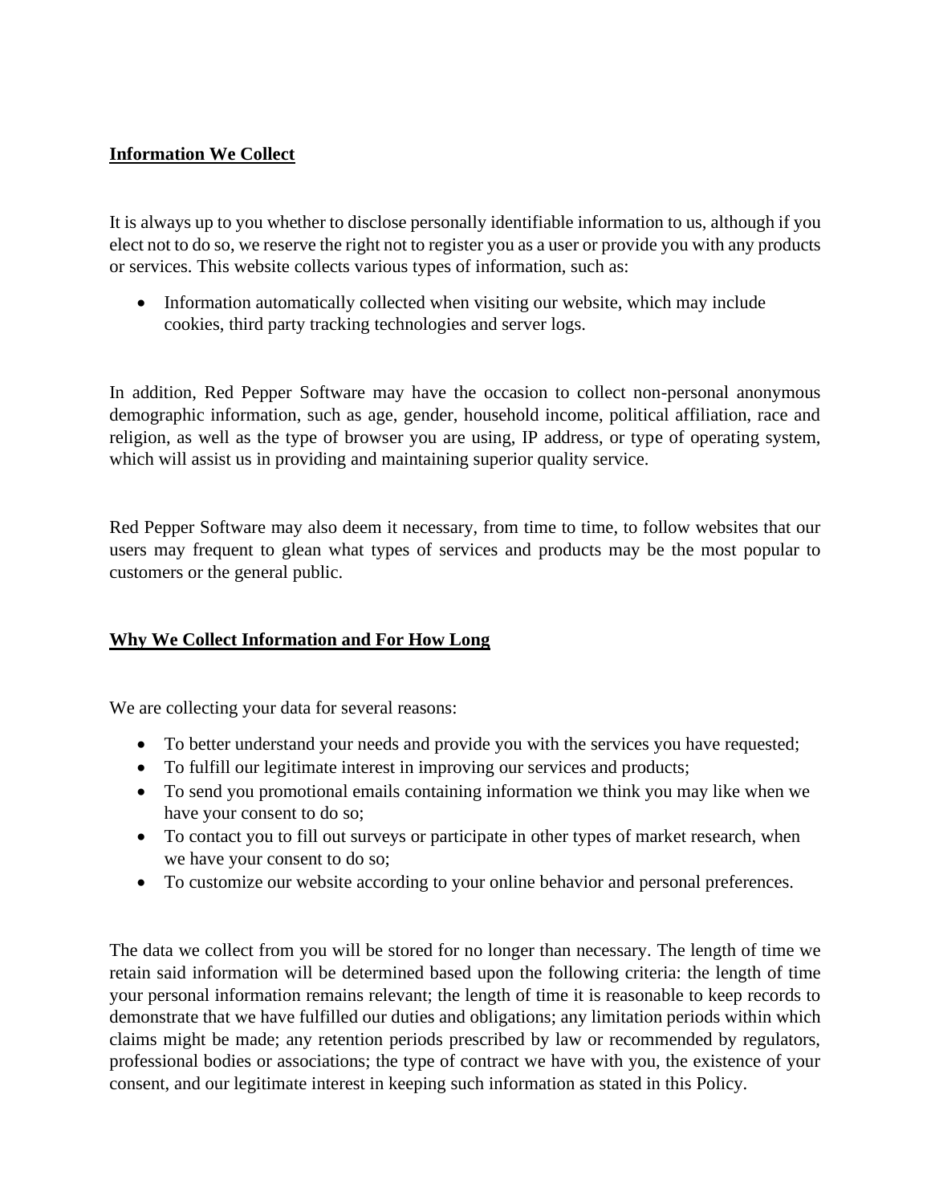## **Information We Collect**

It is always up to you whether to disclose personally identifiable information to us, although if you elect not to do so, we reserve the right not to register you as a user or provide you with any products or services. This website collects various types of information, such as:

- Information automatically collected when visiting our website, which may include cookies, third party tracking technologies and server logs.

In addition, Red Pepper Software may have the occasion to collect non-personal anonymous demographic information, such as age, gender, household income, political affiliation, race and religion, as well as the type of browser you are using, IP address, or type of operating system, which will assist us in providing and maintaining superior quality service.

Red Pepper Software may also deem it necessary, from time to time, to follow websites that our users may frequent to glean what types of services and products may be the most popular to customers or the general public.

## **Why We Collect Information and For How Long**

We are collecting your data for several reasons:

- To better understand your needs and provide you with the services you have requested;
- To fulfill our legitimate interest in improving our services and products;
- To send you promotional emails containing information we think you may like when we have your consent to do so;
- To contact you to fill out surveys or participate in other types of market research, when we have your consent to do so;
- To customize our website according to your online behavior and personal preferences.

The data we collect from you will be stored for no longer than necessary. The length of time we retain said information will be determined based upon the following criteria: the length of time your personal information remains relevant; the length of time it is reasonable to keep records to demonstrate that we have fulfilled our duties and obligations; any limitation periods within which claims might be made; any retention periods prescribed by law or recommended by regulators, professional bodies or associations; the type of contract we have with you, the existence of your consent, and our legitimate interest in keeping such information as stated in this Policy.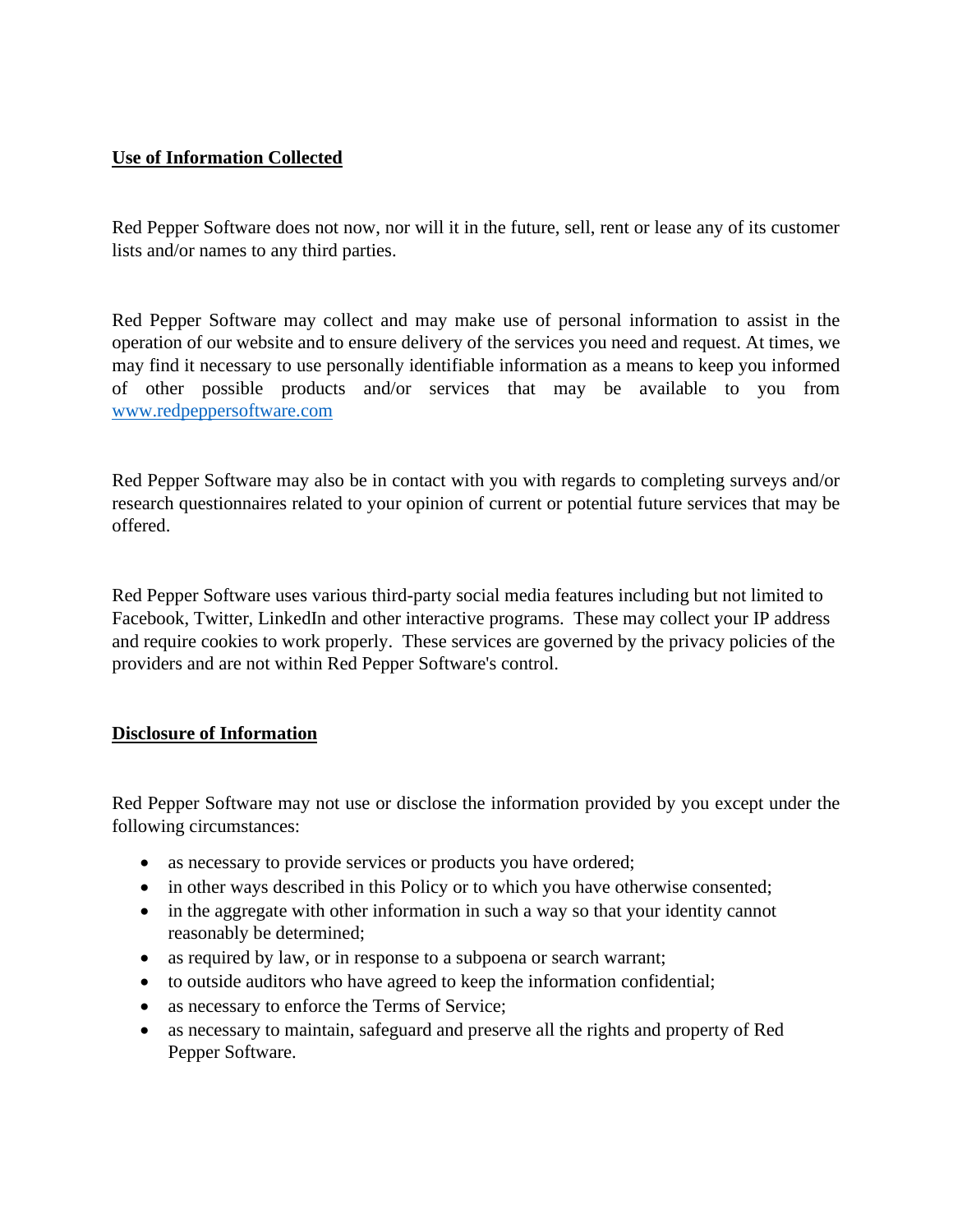## Use of Information Collected

Red Pepper Software does not now, nor will it in the future, sell, rent or lease any of its customer lists and/or names to any third parties.

Red Pepper Software may collect and may make use of personal information to assist in the operation of our website and to ensure delivery of the services you need and request. At times, we may find it necessary to use personally identifiable information as a means to keep you informed of other possible products and/or services that may be available to you from [www.redpeppersoftware.com](http://www.redpeppersoftware.com)

Red Pepper Software may also be in contact with you with regards to completing surveys and/or research questionnaires related to your opinion of current or potential future services that may be offered.

Red Pepper Software uses various third-party social media features including but not limited to Facebook, Twitter, LinkedIn and other interactive programs. These may collect your IP address and require cookies to work properly. These services are governed by the privacy policies of the providers and are not within Red Pepper Software's control.

## Disclosure of Information

Red Pepper Software may not use or disclose the information provided by you except under the following circumstances:

- as necessary to provide services or products you have ordered;
- in other ways described in this Policy or to which you have otherwise consented;
- in the aggregate with other information in such a way so that your identity cannot reasonably be determined;
- as required by law, or in response to a subpoena or search warrant;
- to outside auditors who have agreed to keep the information confidential;
- as necessary to enforce the Terms of Service;
- as necessary to maintain, safeguard and preserve all the rights and property of Red Pepper Software.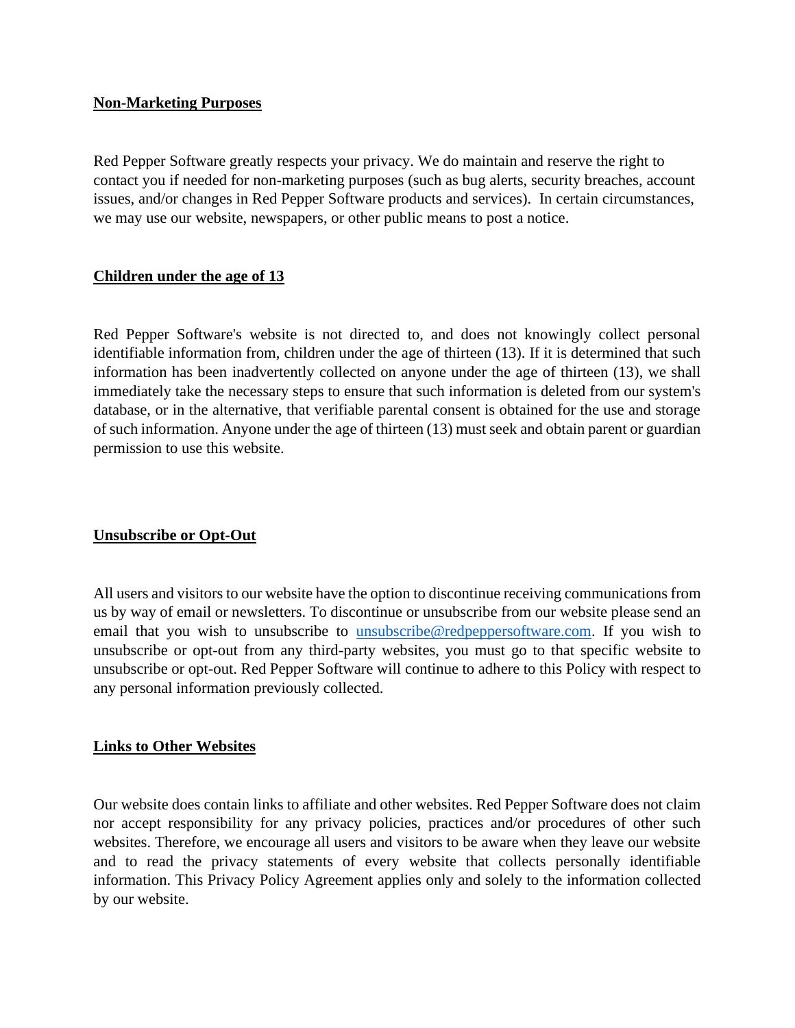**Non-Marketing Purposes**

Red Pepper Software greatly respects your privacy. We do maintain and reserve the right to contact you if needed for non-marketing purposes (such as bug alerts, security breaches, account issues, and/or changes in Red Pepper Software products and services). In certain circumstances, we may use our website, newspapers, or other public means to post a notice.

**Children under the age of 13**

Red Pepper Software's website is not directed to, and does not knowingly collect personal identifiable information from, children under the age of thirteen (13). If it is determined that such information has been inadvertently collected on anyone under the age of thirteen (13), we shall immediately take the necessary steps to ensure that such information is deleted from our system's database, or in the alternative, that verifiable parental consent is obtained for the use and storage of such information. Anyone under the age of thirteen (13) must seek and obtain parent or guardian permission to use this website.

**Unsubscribe or Opt-Out**

All users and visitors to our website have the option to discontinue receiving communications from us by way of email or newsletters. To discontinue or unsubscribe from our website please send an email that you wish to unsubscribe to [unsubscribe@redpeppersoftware.com](mailto:unsubscribe@redpeppersoftware.com). If you wish to unsubscribe or opt-out from any third-party websites, you must go to that specific website to unsubscribe or opt-out. Red Pepper Software will continue to adhere to this Policy with respect to any personal information previously collected.

**Links to Other Websites**

Our website does contain links to affiliate and other websites. Red Pepper Software does not claim nor accept responsibility for any privacy policies, practices and/or procedures of other such websites. Therefore, we encourage all users and visitors to be aware when they leave our website and to read the privacy statements of every website that collects personally identifiable information. This Privacy Policy Agreement applies only and solely to the information collected by our website.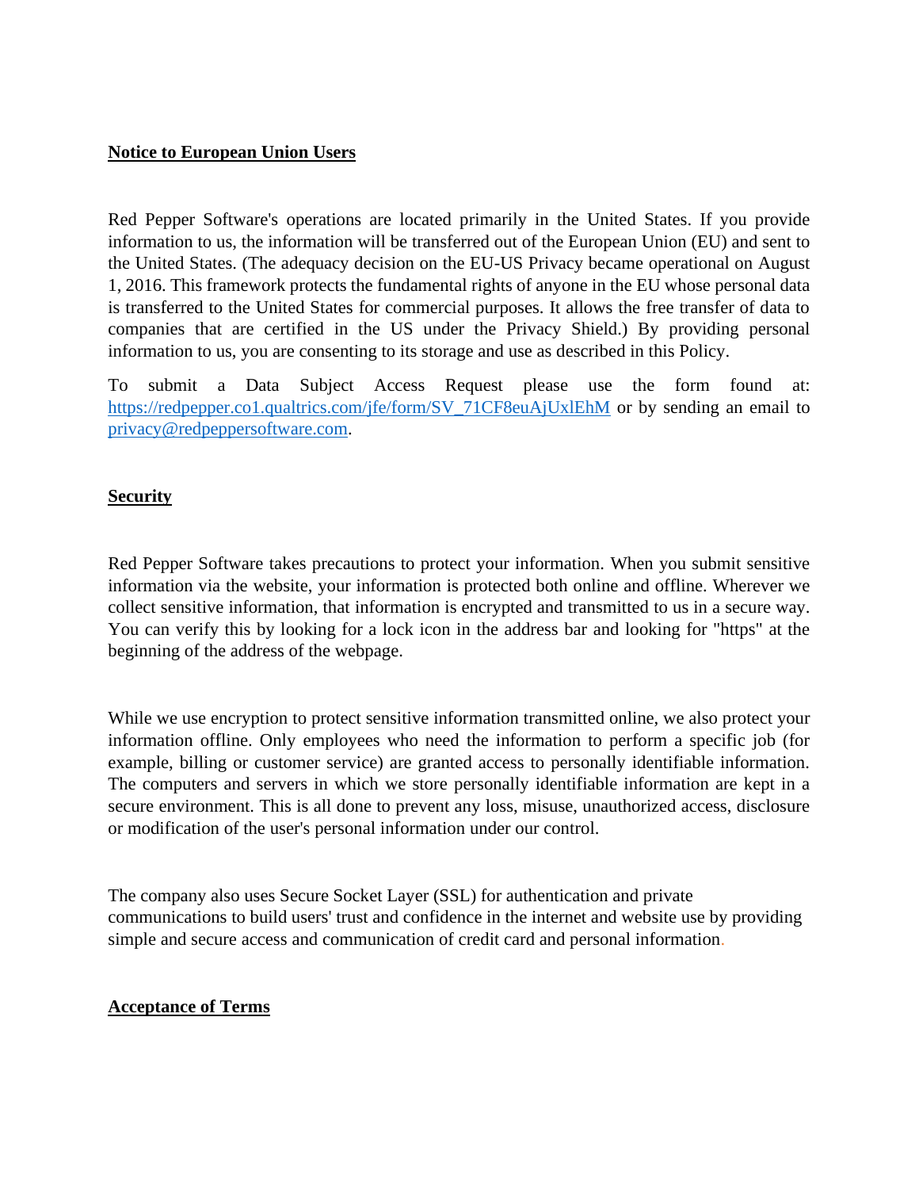**Notice to European Union Users**

Red Pepper Software's operations are located primarily in the United States. If you provide information to us, the information will be transferred out of the European Union (EU) and sent to the United States. (The adequacy decision on the EU-US Privacy became operational on August 1, 2016. This framework protects the fundamental rights of anyone in the EU whose personal data is transferred to the United States for commercial purposes. It allows the free transfer of data to companies that are certified in the US under the Privacy Shield.) By providing personal information to us, you are consenting to its storage and use as described in this Policy.

To submit a Data Subject Access Request please use the form found at: [https://redpepper.co1.qualtrics.com/jfe/form/SV_71CF8euAjUxlEhM](https://redpepper.co1.qualtrics.com/jfe/form/SV_71CF8euAjUxlEhM) or by sending an email to [privacy@redpeppersoftware.com](mailto:privacy@redpeppersoftware.com).

**Security**

Red Pepper Software takes precautions to protect your information. When you submit sensitive information via the website, your information is protected both online and offline. Wherever we collect sensitive information, that information is encrypted and transmitted to us in a secure way. You can verify this by looking for a lock icon in the address bar and looking for "https" at the beginning of the address of the webpage.

While we use encryption to protect sensitive information transmitted online, we also protect your information offline. Only employees who need the information to perform a specific job (for example, billing or customer service) are granted access to personally identifiable information. The computers and servers in which we store personally identifiable information are kept in a secure environment. This is all done to prevent any loss, misuse, unauthorized access, disclosure or modification of the user's personal information under our control.

The company also uses Secure Socket Layer (SSL) for authentication and private communications to build users' trust and confidence in the internet and website use by providing simple and secure access and communication of credit card and personal information.

**Acceptance of Terms**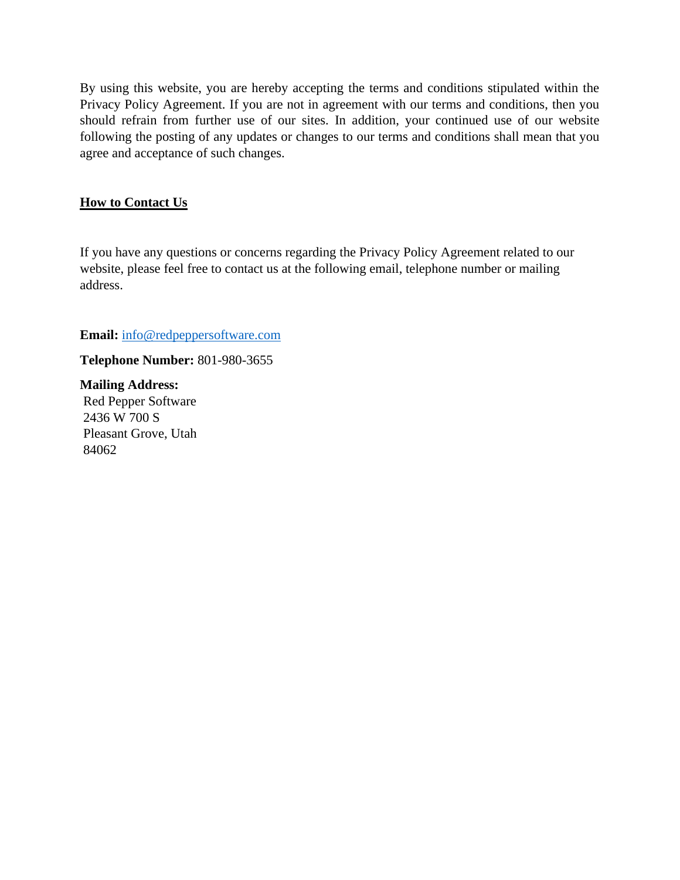By using this website, you are hereby accepting the terms and conditions stipulated within the Privacy Policy Agreement. If you are not in agreement with our terms and conditions, then you should refrain from further use of our sites. In addition, your continued use of our website following the posting of any updates or changes to our terms and conditions shall mean that you agree and acceptance of such changes.

## How to Contact Us

If you have any questions or concerns regarding the Privacy Policy Agreement related to our website, please feel free to contact us at the following email, telephone number or mailing address.

**Email:** info@redpeppersoftware.com

**Telephone Number:** 801-980-3655

**Mailing Address:**
Red Pepper Software
2436 W 700 S
Pleasant Grove, Utah
84062